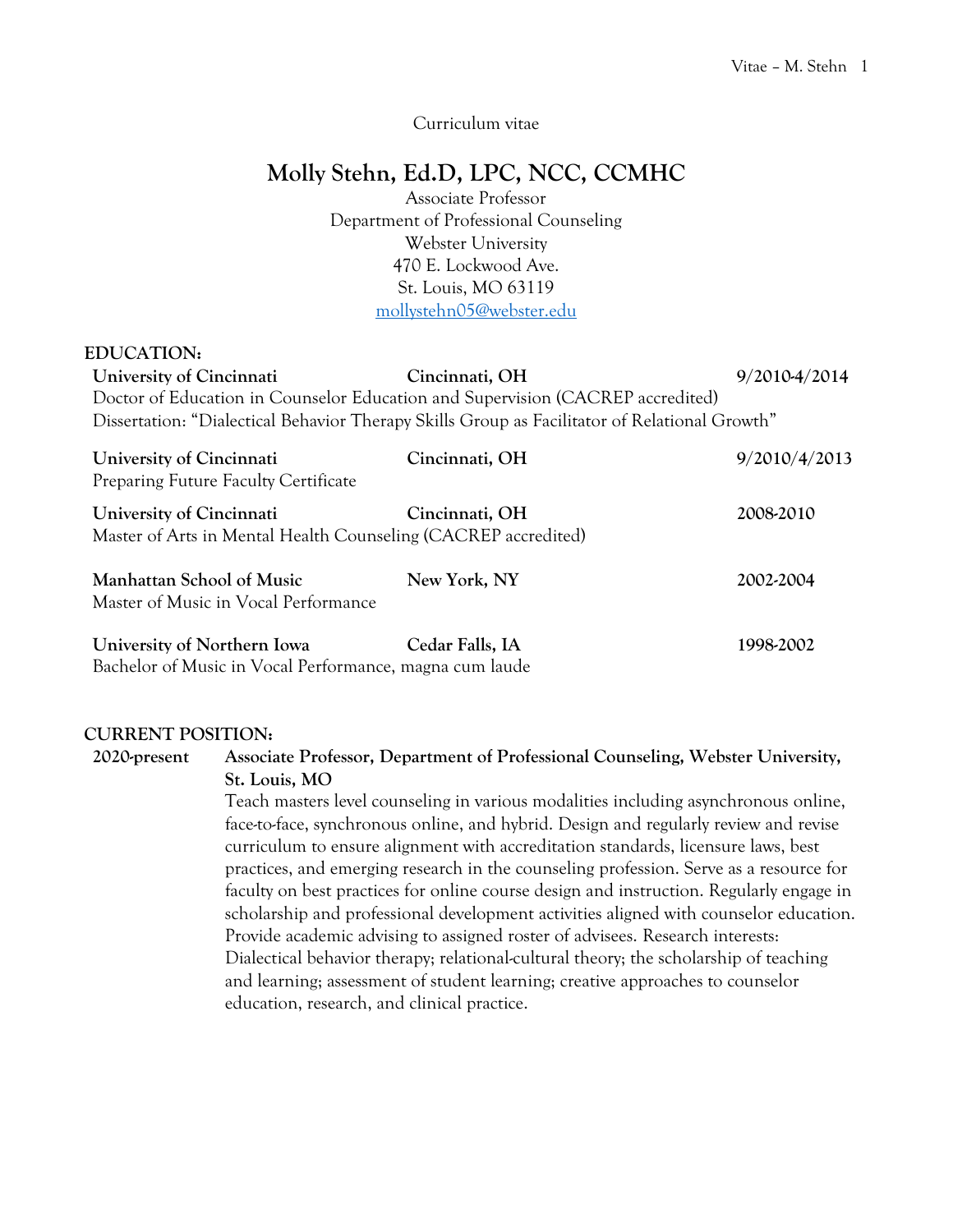Curriculum vitae

# Molly Stehn, Ed.D, LPC, NCC, CCMHC

Associate Professor
Department of Professional Counseling
Webster University
470 E. Lockwood Ave.
St. Louis, MO 63119
mollystehn05@webster.edu

## EDUCATION:

**University of Cincinnati** | **Cincinnati, OH** | **9/2010-4/2014**
Doctor of Education in Counselor Education and Supervision (CACREP accredited)
Dissertation: "Dialectical Behavior Therapy Skills Group as Facilitator of Relational Growth"

**University of Cincinnati** | **Cincinnati, OH** | **9/2010/4/2013**
Preparing Future Faculty Certificate

**University of Cincinnati** | **Cincinnati, OH** | **2008-2010**
Master of Arts in Mental Health Counseling (CACREP accredited)

**Manhattan School of Music** | **New York, NY** | **2002-2004**
Master of Music in Vocal Performance

**University of Northern Iowa** | **Cedar Falls, IA** | **1998-2002**
Bachelor of Music in Vocal Performance, magna cum laude

## CURRENT POSITION:

**2020-present** **Associate Professor, Department of Professional Counseling, Webster University, St. Louis, MO**

Teach masters level counseling in various modalities including asynchronous online, face-to-face, synchronous online, and hybrid. Design and regularly review and revise curriculum to ensure alignment with accreditation standards, licensure laws, best practices, and emerging research in the counseling profession. Serve as a resource for faculty on best practices for online course design and instruction. Regularly engage in scholarship and professional development activities aligned with counselor education. Provide academic advising to assigned roster of advisees. Research interests: Dialectical behavior therapy; relational-cultural theory; the scholarship of teaching and learning; assessment of student learning; creative approaches to counselor education, research, and clinical practice.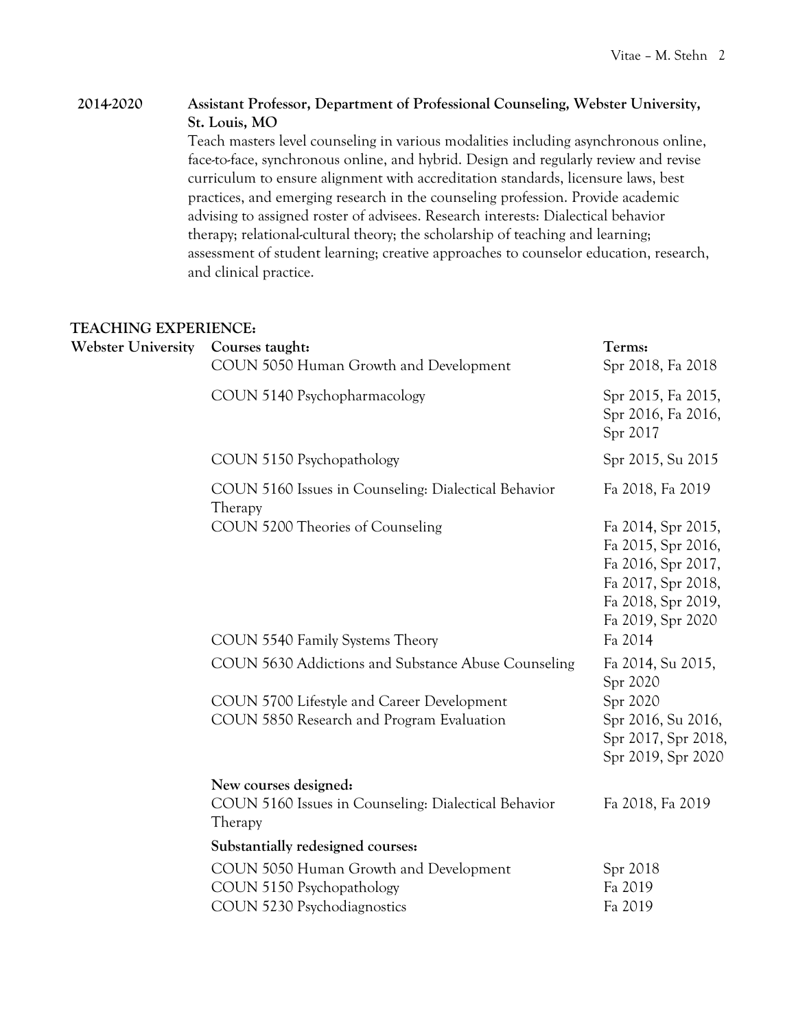**2014-2020** **Assistant Professor, Department of Professional Counseling, Webster University, St. Louis, MO**

Teach masters level counseling in various modalities including asynchronous online, face-to-face, synchronous online, and hybrid. Design and regularly review and revise curriculum to ensure alignment with accreditation standards, licensure laws, best practices, and emerging research in the counseling profession. Provide academic advising to assigned roster of advisees. Research interests: Dialectical behavior therapy; relational-cultural theory; the scholarship of teaching and learning; assessment of student learning; creative approaches to counselor education, research, and clinical practice.

## TEACHING EXPERIENCE:

**Webster University**

| Courses taught: | Terms: |
|---|---|
| COUN 5050 Human Growth and Development | Spr 2018, Fa 2018 |
| COUN 5140 Psychopharmacology | Spr 2015, Fa 2015, Spr 2016, Fa 2016, Spr 2017 |
| COUN 5150 Psychopathology | Spr 2015, Su 2015 |
| COUN 5160 Issues in Counseling: Dialectical Behavior Therapy | Fa 2018, Fa 2019 |
| COUN 5200 Theories of Counseling | Fa 2014, Spr 2015, Fa 2015, Spr 2016, Fa 2016, Spr 2017, Fa 2017, Spr 2018, Fa 2018, Spr 2019, Fa 2019, Spr 2020 |
| COUN 5540 Family Systems Theory | Fa 2014 |
| COUN 5630 Addictions and Substance Abuse Counseling | Fa 2014, Su 2015, Spr 2020 |
| COUN 5700 Lifestyle and Career Development | Spr 2020 |
| COUN 5850 Research and Program Evaluation | Spr 2016, Su 2016, Spr 2017, Spr 2018, Spr 2019, Spr 2020 |

**New courses designed:**

| | |
|---|---|
| COUN 5160 Issues in Counseling: Dialectical Behavior Therapy | Fa 2018, Fa 2019 |

**Substantially redesigned courses:**

| | |
|---|---|
| COUN 5050 Human Growth and Development | Spr 2018 |
| COUN 5150 Psychopathology | Fa 2019 |
| COUN 5230 Psychodiagnostics | Fa 2019 |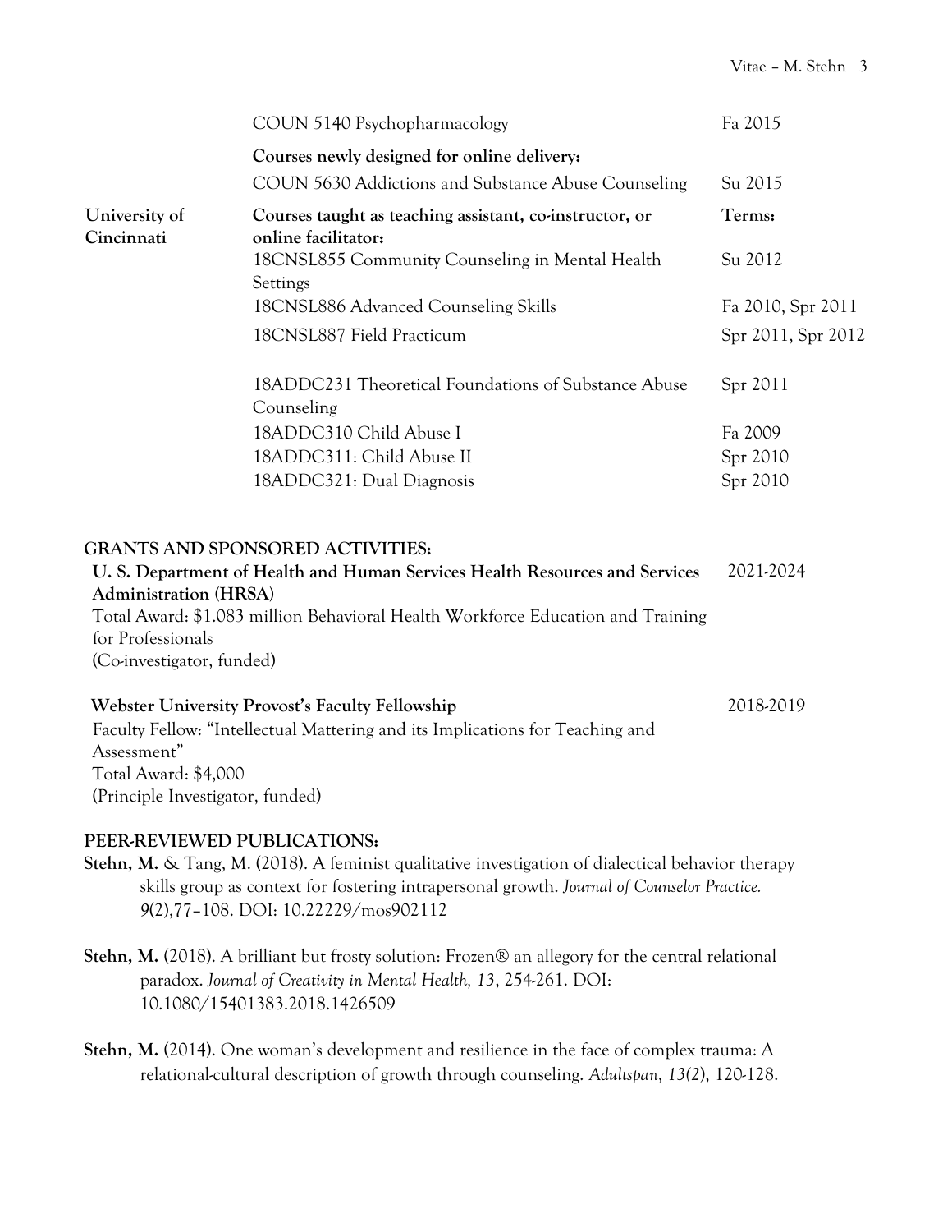| | | |
|---|---|---|
| | COUN 5140 Psychopharmacology | Fa 2015 |
| | **Courses newly designed for online delivery:** | |
| | COUN 5630 Addictions and Substance Abuse Counseling | Su 2015 |
| **University of Cincinnati** | **Courses taught as teaching assistant, co-instructor, or online facilitator:** | **Terms:** |
| | 18CNSL855 Community Counseling in Mental Health Settings | Su 2012 |
| | 18CNSL886 Advanced Counseling Skills | Fa 2010, Spr 2011 |
| | 18CNSL887 Field Practicum | Spr 2011, Spr 2012 |
| | 18ADDC231 Theoretical Foundations of Substance Abuse Counseling | Spr 2011 |
| | 18ADDC310 Child Abuse I | Fa 2009 |
| | 18ADDC311: Child Abuse II | Spr 2010 |
| | 18ADDC321: Dual Diagnosis | Spr 2010 |

## GRANTS AND SPONSORED ACTIVITIES:

**U. S. Department of Health and Human Services Health Resources and Services Administration (HRSA)** 2021-2024
Total Award: $1.083 million Behavioral Health Workforce Education and Training for Professionals
(Co-investigator, funded)

**Webster University Provost's Faculty Fellowship** 2018-2019
Faculty Fellow: "Intellectual Mattering and its Implications for Teaching and Assessment"
Total Award: $4,000
(Principle Investigator, funded)

## PEER-REVIEWED PUBLICATIONS:

**Stehn, M.** & Tang, M. (2018). A feminist qualitative investigation of dialectical behavior therapy skills group as context for fostering intrapersonal growth. *Journal of Counselor Practice. 9*(2),77–108. DOI: 10.22229/mos902112

**Stehn, M.** (2018). A brilliant but frosty solution: Frozen® an allegory for the central relational paradox. *Journal of Creativity in Mental Health, 13*, 254-261. DOI: 10.1080/15401383.2018.1426509

**Stehn, M.** (2014). One woman's development and resilience in the face of complex trauma: A relational-cultural description of growth through counseling. *Adultspan*, *13(2)*, 120-128.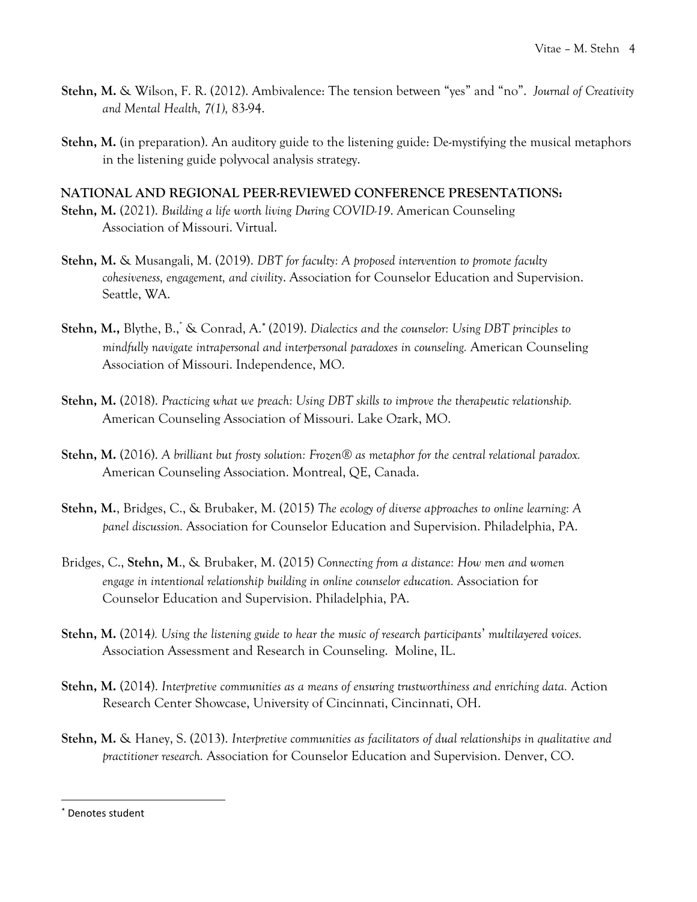**Stehn, M.** & Wilson, F. R. (2012). Ambivalence: The tension between "yes" and "no". *Journal of Creativity and Mental Health, 7(1),* 83-94.

**Stehn, M.** (in preparation). An auditory guide to the listening guide: De-mystifying the musical metaphors in the listening guide polyvocal analysis strategy.

## NATIONAL AND REGIONAL PEER-REVIEWED CONFERENCE PRESENTATIONS:

**Stehn, M.** (2021). *Building a life worth living During COVID-19*. American Counseling Association of Missouri. Virtual.

**Stehn, M.** & Musangali, M. (2019). *DBT for faculty: A proposed intervention to promote faculty cohesiveness, engagement, and civility*. Association for Counselor Education and Supervision. Seattle, WA.

**Stehn, M.,** Blythe, B.,* & Conrad, A.* (2019). *Dialectics and the counselor: Using DBT principles to mindfully navigate intrapersonal and interpersonal paradoxes in counseling.* American Counseling Association of Missouri. Independence, MO.

**Stehn, M.** (2018). *Practicing what we preach: Using DBT skills to improve the therapeutic relationship.* American Counseling Association of Missouri. Lake Ozark, MO.

**Stehn, M.** (2016). *A brilliant but frosty solution: Frozen® as metaphor for the central relational paradox.* American Counseling Association. Montreal, QE, Canada.

**Stehn, M.**, Bridges, C., & Brubaker, M. (2015) *The ecology of diverse approaches to online learning: A panel discussion.* Association for Counselor Education and Supervision. Philadelphia, PA.

Bridges, C., **Stehn, M**., & Brubaker, M. (2015) *Connecting from a distance: How men and women engage in intentional relationship building in online counselor education.* Association for Counselor Education and Supervision. Philadelphia, PA.

**Stehn, M.** (2014*). Using the listening guide to hear the music of research participants' multilayered voices.* Association Assessment and Research in Counseling. Moline, IL.

**Stehn, M.** (2014). *Interpretive communities as a means of ensuring trustworthiness and enriching data.* Action Research Center Showcase, University of Cincinnati, Cincinnati, OH.

**Stehn, M.** & Haney, S. (2013). *Interpretive communities as facilitators of dual relationships in qualitative and practitioner research.* Association for Counselor Education and Supervision. Denver, CO.

---

* Denotes student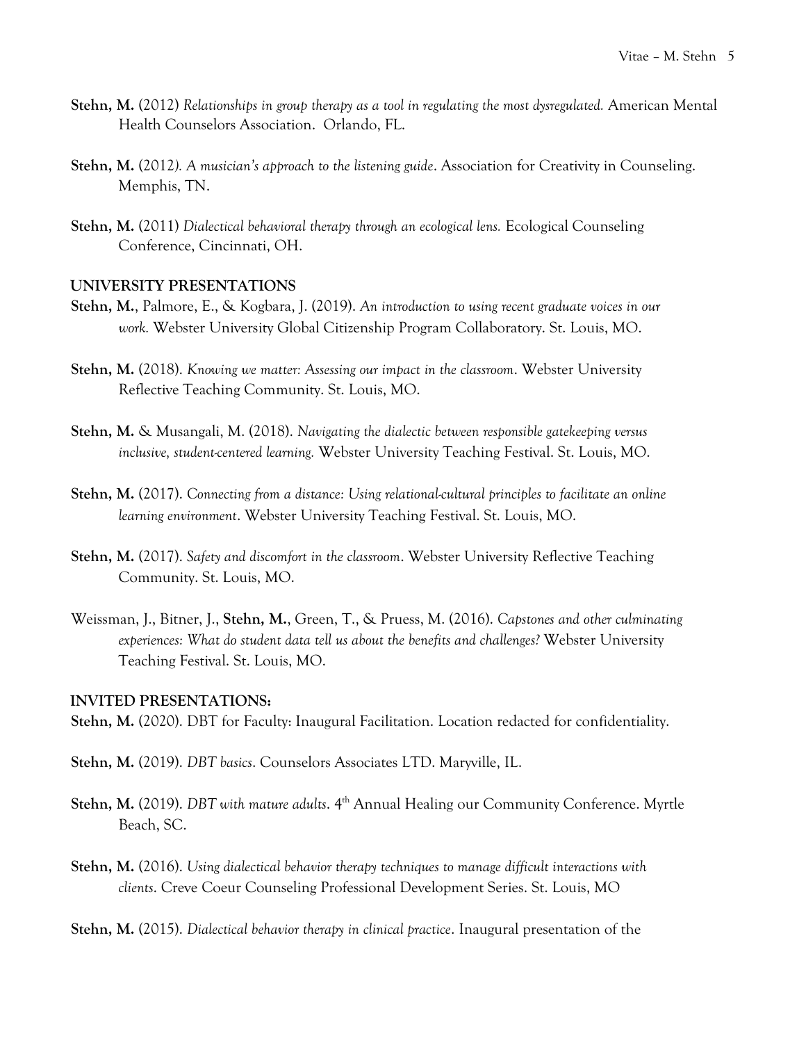**Stehn, M.** (2012) *Relationships in group therapy as a tool in regulating the most dysregulated.* American Mental Health Counselors Association. Orlando, FL.

**Stehn, M.** (2012*). A musician's approach to the listening guide*. Association for Creativity in Counseling. Memphis, TN.

**Stehn, M.** (2011) *Dialectical behavioral therapy through an ecological lens.* Ecological Counseling Conference, Cincinnati, OH.

## UNIVERSITY PRESENTATIONS

**Stehn, M.**, Palmore, E., & Kogbara, J. (2019). *An introduction to using recent graduate voices in our work.* Webster University Global Citizenship Program Collaboratory. St. Louis, MO.

**Stehn, M.** (2018). *Knowing we matter: Assessing our impact in the classroom*. Webster University Reflective Teaching Community. St. Louis, MO.

**Stehn, M.** & Musangali, M. (2018). *Navigating the dialectic between responsible gatekeeping versus inclusive, student-centered learning.* Webster University Teaching Festival. St. Louis, MO.

**Stehn, M.** (2017). *Connecting from a distance: Using relational-cultural principles to facilitate an online learning environment*. Webster University Teaching Festival. St. Louis, MO.

**Stehn, M.** (2017). *Safety and discomfort in the classroom*. Webster University Reflective Teaching Community. St. Louis, MO.

Weissman, J., Bitner, J., **Stehn, M.**, Green, T., & Pruess, M. (2016). *Capstones and other culminating experiences: What do student data tell us about the benefits and challenges?* Webster University Teaching Festival. St. Louis, MO.

## INVITED PRESENTATIONS:

**Stehn, M.** (2020). DBT for Faculty: Inaugural Facilitation. Location redacted for confidentiality.

**Stehn, M.** (2019). *DBT basics*. Counselors Associates LTD. Maryville, IL.

**Stehn, M.** (2019). *DBT with mature adults*. 4th Annual Healing our Community Conference. Myrtle Beach, SC.

**Stehn, M.** (2016). *Using dialectical behavior therapy techniques to manage difficult interactions with clients*. Creve Coeur Counseling Professional Development Series. St. Louis, MO

**Stehn, M.** (2015). *Dialectical behavior therapy in clinical practice*. Inaugural presentation of the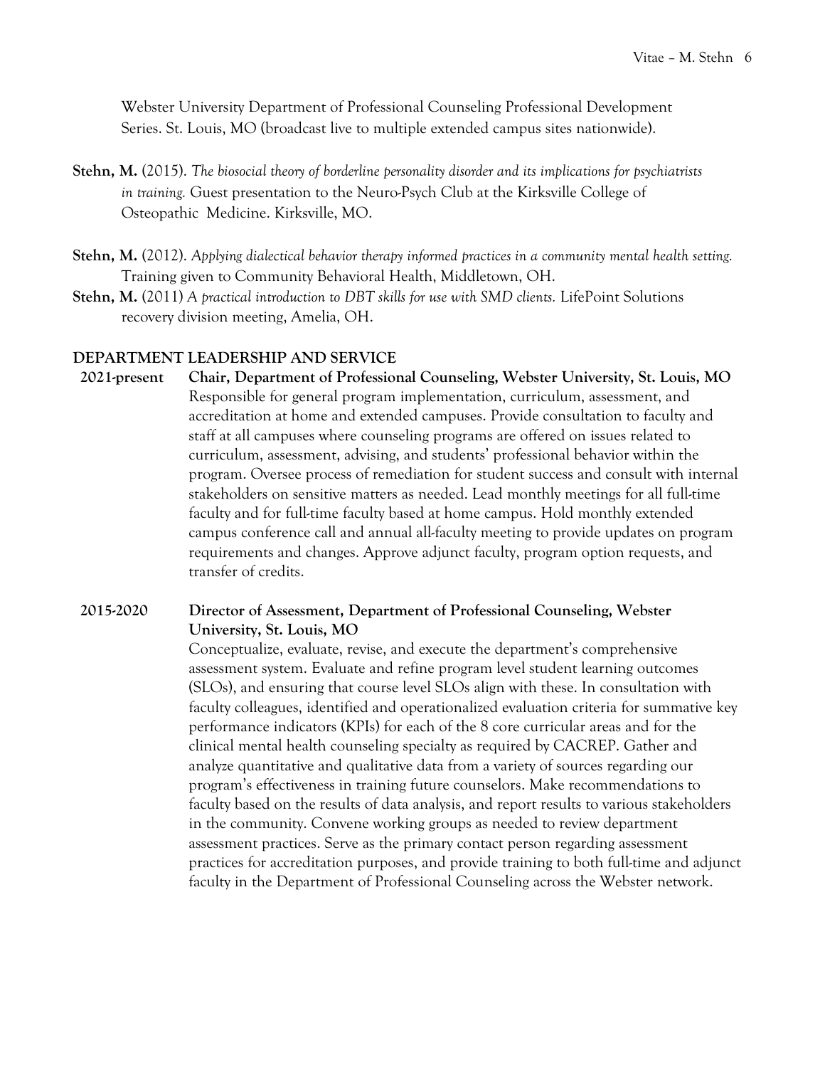Webster University Department of Professional Counseling Professional Development Series. St. Louis, MO (broadcast live to multiple extended campus sites nationwide).

**Stehn, M.** (2015). *The biosocial theory of borderline personality disorder and its implications for psychiatrists in training.* Guest presentation to the Neuro-Psych Club at the Kirksville College of Osteopathic Medicine. Kirksville, MO.

**Stehn, M.** (2012). *Applying dialectical behavior therapy informed practices in a community mental health setting.* Training given to Community Behavioral Health, Middletown, OH.

**Stehn, M.** (2011) *A practical introduction to DBT skills for use with SMD clients.* LifePoint Solutions recovery division meeting, Amelia, OH.

## DEPARTMENT LEADERSHIP AND SERVICE

**2021-present** **Chair, Department of Professional Counseling, Webster University, St. Louis, MO**

Responsible for general program implementation, curriculum, assessment, and accreditation at home and extended campuses. Provide consultation to faculty and staff at all campuses where counseling programs are offered on issues related to curriculum, assessment, advising, and students' professional behavior within the program. Oversee process of remediation for student success and consult with internal stakeholders on sensitive matters as needed. Lead monthly meetings for all full-time faculty and for full-time faculty based at home campus. Hold monthly extended campus conference call and annual all-faculty meeting to provide updates on program requirements and changes. Approve adjunct faculty, program option requests, and transfer of credits.

**2015-2020** **Director of Assessment, Department of Professional Counseling, Webster University, St. Louis, MO**

Conceptualize, evaluate, revise, and execute the department's comprehensive assessment system. Evaluate and refine program level student learning outcomes (SLOs), and ensuring that course level SLOs align with these. In consultation with faculty colleagues, identified and operationalized evaluation criteria for summative key performance indicators (KPIs) for each of the 8 core curricular areas and for the clinical mental health counseling specialty as required by CACREP. Gather and analyze quantitative and qualitative data from a variety of sources regarding our program's effectiveness in training future counselors. Make recommendations to faculty based on the results of data analysis, and report results to various stakeholders in the community. Convene working groups as needed to review department assessment practices. Serve as the primary contact person regarding assessment practices for accreditation purposes, and provide training to both full-time and adjunct faculty in the Department of Professional Counseling across the Webster network.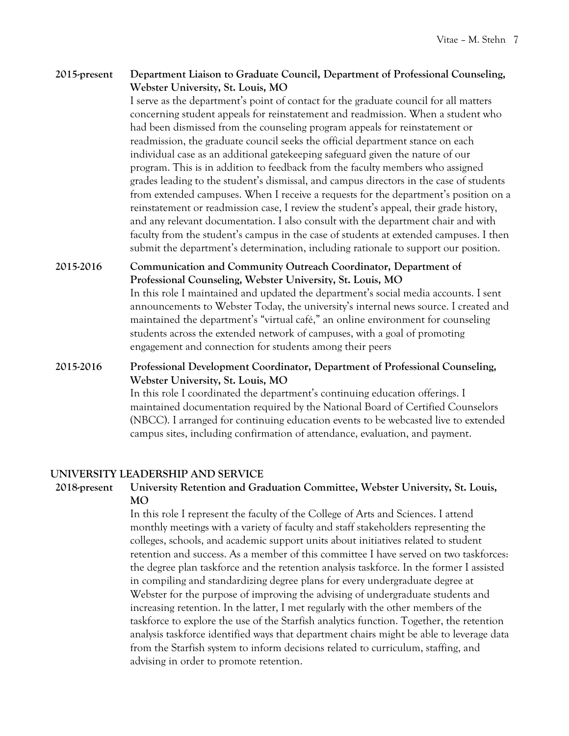**2015-present** **Department Liaison to Graduate Council, Department of Professional Counseling, Webster University, St. Louis, MO**

I serve as the department's point of contact for the graduate council for all matters concerning student appeals for reinstatement and readmission. When a student who had been dismissed from the counseling program appeals for reinstatement or readmission, the graduate council seeks the official department stance on each individual case as an additional gatekeeping safeguard given the nature of our program. This is in addition to feedback from the faculty members who assigned grades leading to the student's dismissal, and campus directors in the case of students from extended campuses. When I receive a requests for the department's position on a reinstatement or readmission case, I review the student's appeal, their grade history, and any relevant documentation. I also consult with the department chair and with faculty from the student's campus in the case of students at extended campuses. I then submit the department's determination, including rationale to support our position.

**2015-2016** **Communication and Community Outreach Coordinator, Department of Professional Counseling, Webster University, St. Louis, MO**

In this role I maintained and updated the department's social media accounts. I sent announcements to Webster Today, the university's internal news source. I created and maintained the department's "virtual café," an online environment for counseling students across the extended network of campuses, with a goal of promoting engagement and connection for students among their peers

**2015-2016** **Professional Development Coordinator, Department of Professional Counseling, Webster University, St. Louis, MO**

In this role I coordinated the department's continuing education offerings. I maintained documentation required by the National Board of Certified Counselors (NBCC). I arranged for continuing education events to be webcasted live to extended campus sites, including confirmation of attendance, evaluation, and payment.

## UNIVERSITY LEADERSHIP AND SERVICE

**2018-present** **University Retention and Graduation Committee, Webster University, St. Louis, MO**

In this role I represent the faculty of the College of Arts and Sciences. I attend monthly meetings with a variety of faculty and staff stakeholders representing the colleges, schools, and academic support units about initiatives related to student retention and success. As a member of this committee I have served on two taskforces: the degree plan taskforce and the retention analysis taskforce. In the former I assisted in compiling and standardizing degree plans for every undergraduate degree at Webster for the purpose of improving the advising of undergraduate students and increasing retention. In the latter, I met regularly with the other members of the taskforce to explore the use of the Starfish analytics function. Together, the retention analysis taskforce identified ways that department chairs might be able to leverage data from the Starfish system to inform decisions related to curriculum, staffing, and advising in order to promote retention.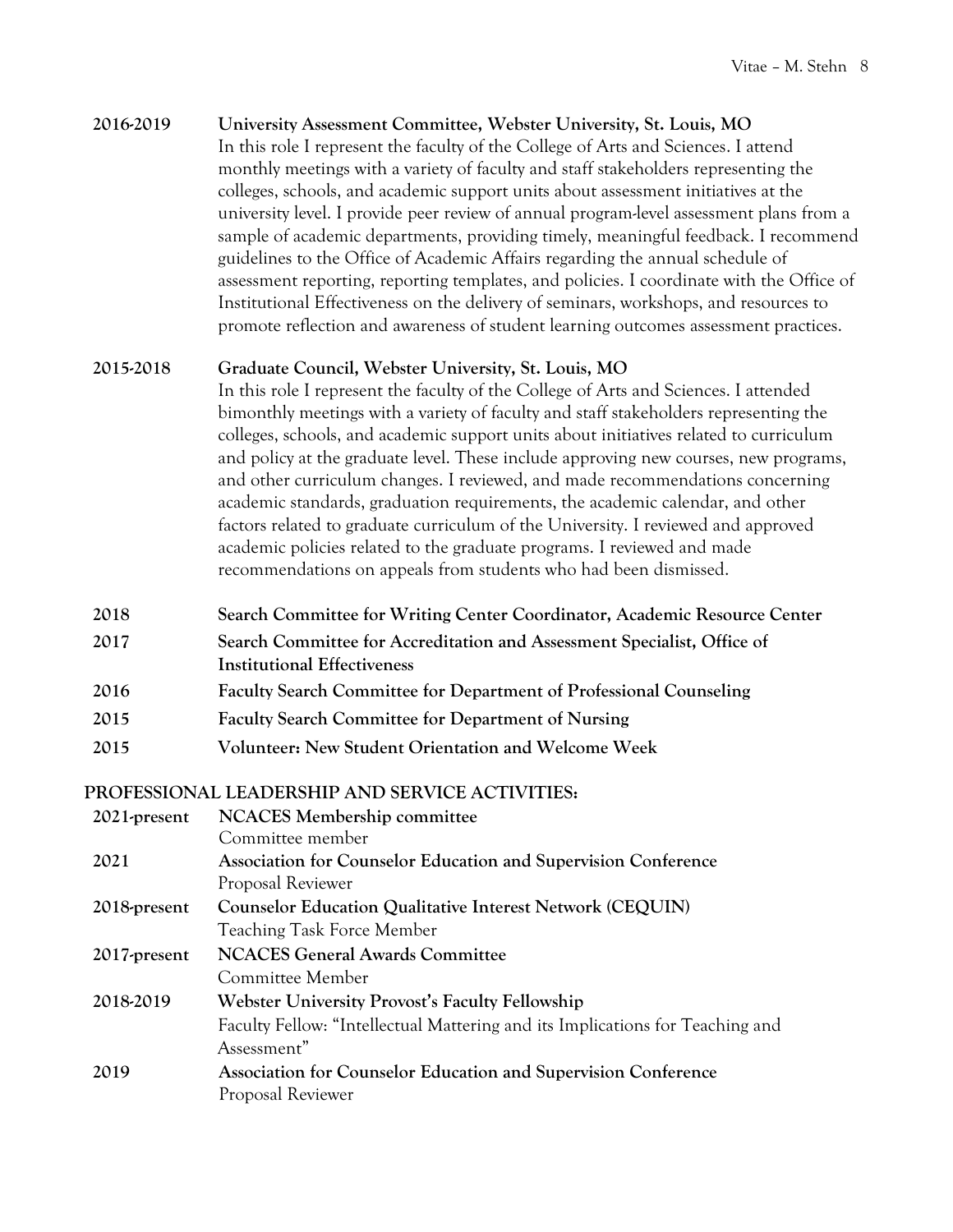**2016-2019** **University Assessment Committee, Webster University, St. Louis, MO**
In this role I represent the faculty of the College of Arts and Sciences. I attend monthly meetings with a variety of faculty and staff stakeholders representing the colleges, schools, and academic support units about assessment initiatives at the university level. I provide peer review of annual program-level assessment plans from a sample of academic departments, providing timely, meaningful feedback. I recommend guidelines to the Office of Academic Affairs regarding the annual schedule of assessment reporting, reporting templates, and policies. I coordinate with the Office of Institutional Effectiveness on the delivery of seminars, workshops, and resources to promote reflection and awareness of student learning outcomes assessment practices.

**2015-2018** **Graduate Council, Webster University, St. Louis, MO**
In this role I represent the faculty of the College of Arts and Sciences. I attended bimonthly meetings with a variety of faculty and staff stakeholders representing the colleges, schools, and academic support units about initiatives related to curriculum and policy at the graduate level. These include approving new courses, new programs, and other curriculum changes. I reviewed, and made recommendations concerning academic standards, graduation requirements, the academic calendar, and other factors related to graduate curriculum of the University. I reviewed and approved academic policies related to the graduate programs. I reviewed and made recommendations on appeals from students who had been dismissed.

**2018** **Search Committee for Writing Center Coordinator, Academic Resource Center**

**2017** **Search Committee for Accreditation and Assessment Specialist, Office of Institutional Effectiveness**

**2016** **Faculty Search Committee for Department of Professional Counseling**

**2015** **Faculty Search Committee for Department of Nursing**

**2015** **Volunteer: New Student Orientation and Welcome Week**

## PROFESSIONAL LEADERSHIP AND SERVICE ACTIVITIES:

**2021-present** **NCACES Membership committee**
Committee member

**2021** **Association for Counselor Education and Supervision Conference**
Proposal Reviewer

**2018-present** **Counselor Education Qualitative Interest Network (CEQUIN)**
Teaching Task Force Member

**2017-present** **NCACES General Awards Committee**
Committee Member

**2018-2019** **Webster University Provost's Faculty Fellowship**
Faculty Fellow: "Intellectual Mattering and its Implications for Teaching and Assessment"

**2019** **Association for Counselor Education and Supervision Conference**
Proposal Reviewer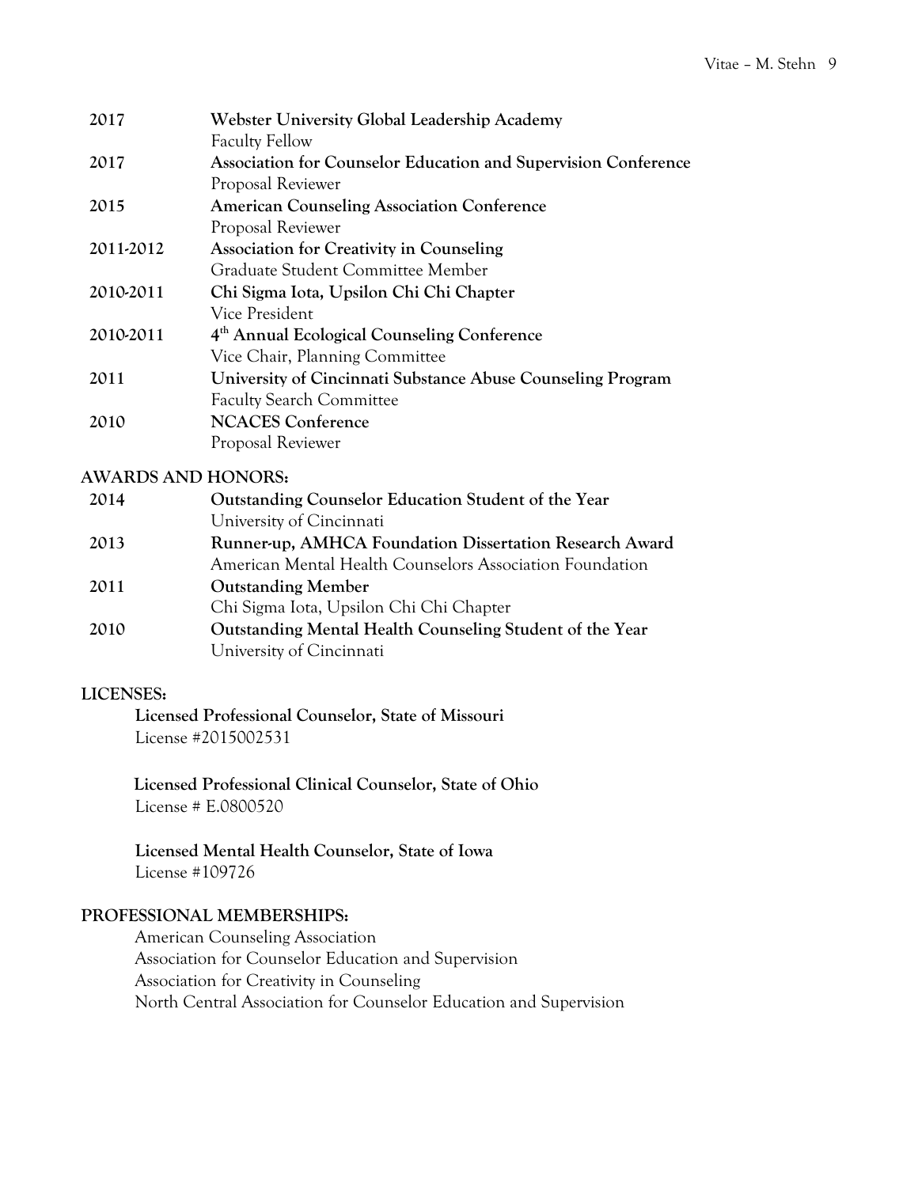| | |
|---|---|
| 2017 | **Webster University Global Leadership Academy**<br>Faculty Fellow |
| 2017 | **Association for Counselor Education and Supervision Conference**<br>Proposal Reviewer |
| 2015 | **American Counseling Association Conference**<br>Proposal Reviewer |
| 2011-2012 | **Association for Creativity in Counseling**<br>Graduate Student Committee Member |
| 2010-2011 | **Chi Sigma Iota, Upsilon Chi Chi Chapter**<br>Vice President |
| 2010-2011 | **4th Annual Ecological Counseling Conference**<br>Vice Chair, Planning Committee |
| 2011 | **University of Cincinnati Substance Abuse Counseling Program**<br>Faculty Search Committee |
| 2010 | **NCACES Conference**<br>Proposal Reviewer |

**AWARDS AND HONORS:**

| | |
|---|---|
| 2014 | **Outstanding Counselor Education Student of the Year**<br>University of Cincinnati |
| 2013 | **Runner-up, AMHCA Foundation Dissertation Research Award**<br>American Mental Health Counselors Association Foundation |
| 2011 | **Outstanding Member**<br>Chi Sigma Iota, Upsilon Chi Chi Chapter |
| 2010 | **Outstanding Mental Health Counseling Student of the Year**<br>University of Cincinnati |

**LICENSES:**

**Licensed Professional Counselor, State of Missouri**
License #2015002531

**Licensed Professional Clinical Counselor, State of Ohio**
License # E.0800520

**Licensed Mental Health Counselor, State of Iowa**
License #109726

**PROFESSIONAL MEMBERSHIPS:**

American Counseling Association
Association for Counselor Education and Supervision
Association for Creativity in Counseling
North Central Association for Counselor Education and Supervision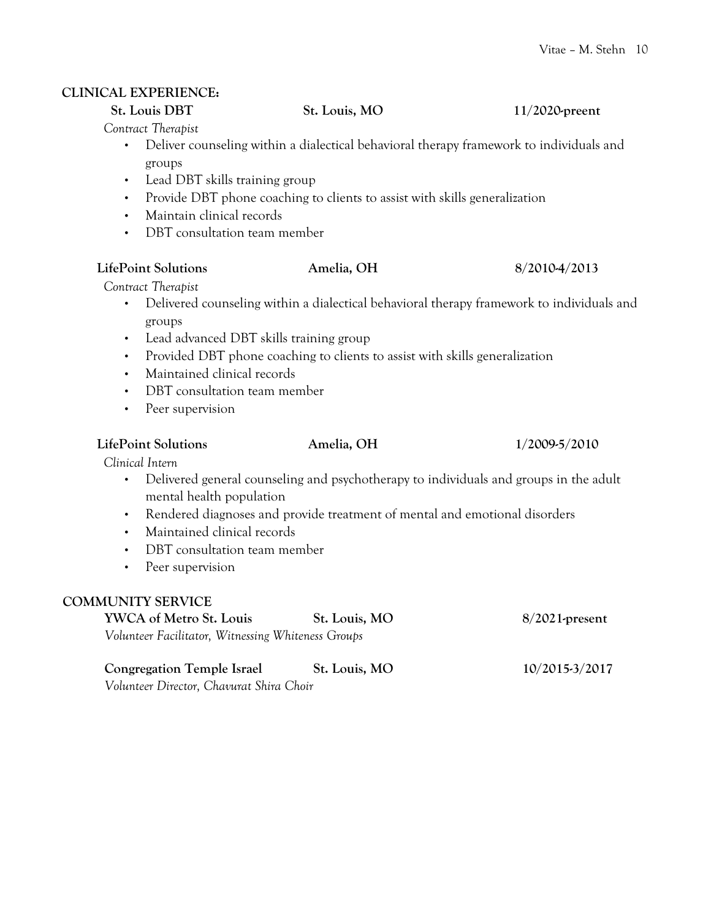## CLINICAL EXPERIENCE:

**St. Louis DBT** **St. Louis, MO** **11/2020-preent**

*Contract Therapist*

- Deliver counseling within a dialectical behavioral therapy framework to individuals and groups
- Lead DBT skills training group
- Provide DBT phone coaching to clients to assist with skills generalization
- Maintain clinical records
- DBT consultation team member

**LifePoint Solutions** **Amelia, OH** **8/2010-4/2013**

*Contract Therapist*

- Delivered counseling within a dialectical behavioral therapy framework to individuals and groups
- Lead advanced DBT skills training group
- Provided DBT phone coaching to clients to assist with skills generalization
- Maintained clinical records
- DBT consultation team member
- Peer supervision

**LifePoint Solutions** **Amelia, OH** **1/2009-5/2010**

*Clinical Intern*

- Delivered general counseling and psychotherapy to individuals and groups in the adult mental health population
- Rendered diagnoses and provide treatment of mental and emotional disorders
- Maintained clinical records
- DBT consultation team member
- Peer supervision

## COMMUNITY SERVICE

**YWCA of Metro St. Louis** **St. Louis, MO** **8/2021-present**

*Volunteer Facilitator, Witnessing Whiteness Groups*

**Congregation Temple Israel** **St. Louis, MO** **10/2015-3/2017**

*Volunteer Director, Chavurat Shira Choir*